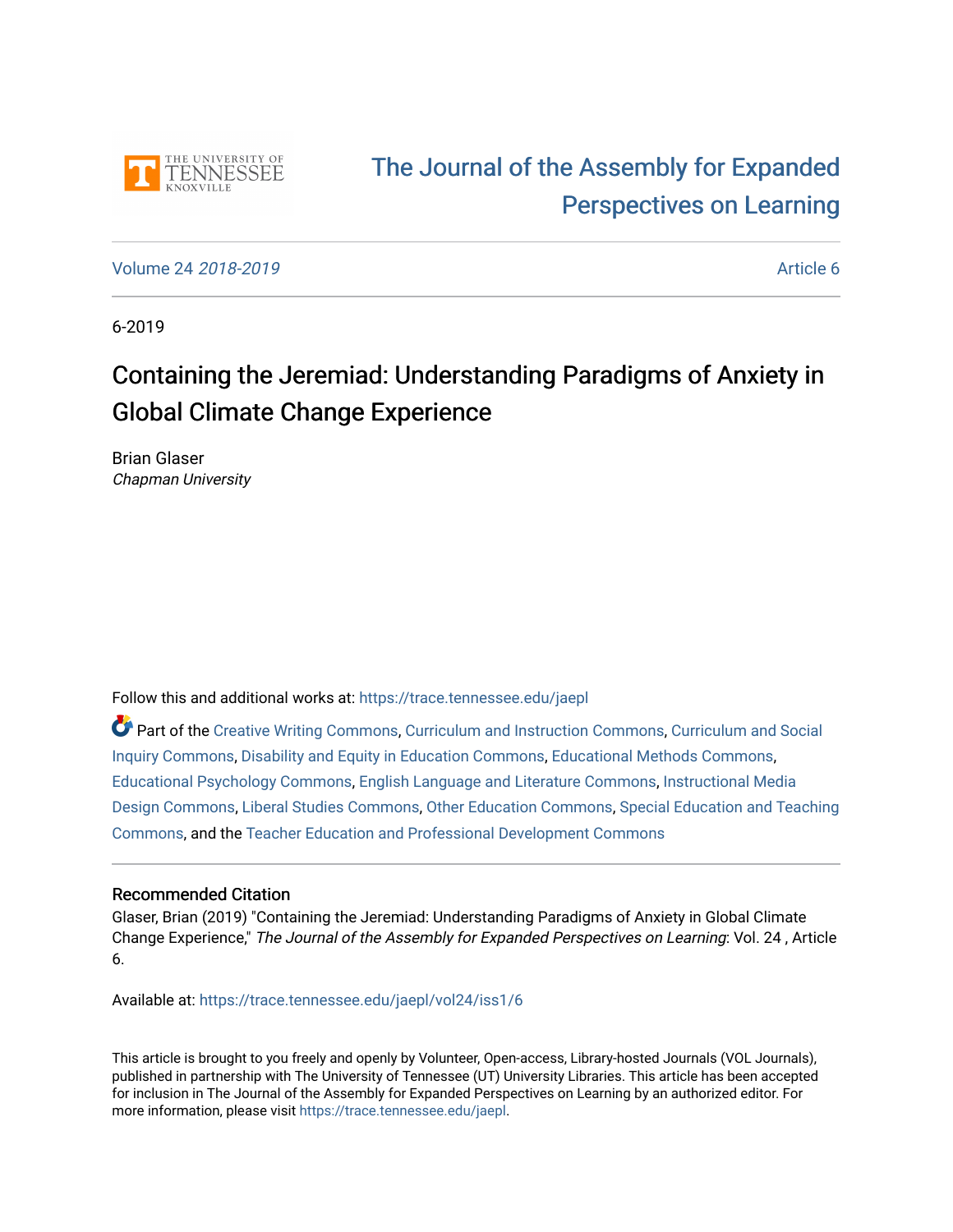THE UNIVERSITY OF TENNESSEE KNOXVILLE

# The Journal of the Assembly for Expanded Perspectives on Learning

Volume 24 *2018-2019* | Article 6

6-2019

## Containing the Jeremiad: Understanding Paradigms of Anxiety in Global Climate Change Experience

Brian Glaser
*Chapman University*

Follow this and additional works at: https://trace.tennessee.edu/jaepl

Part of the Creative Writing Commons, Curriculum and Instruction Commons, Curriculum and Social Inquiry Commons, Disability and Equity in Education Commons, Educational Methods Commons, Educational Psychology Commons, English Language and Literature Commons, Instructional Media Design Commons, Liberal Studies Commons, Other Education Commons, Special Education and Teaching Commons, and the Teacher Education and Professional Development Commons

### Recommended Citation

Glaser, Brian (2019) "Containing the Jeremiad: Understanding Paradigms of Anxiety in Global Climate Change Experience," *The Journal of the Assembly for Expanded Perspectives on Learning*: Vol. 24 , Article 6.

Available at: https://trace.tennessee.edu/jaepl/vol24/iss1/6

This article is brought to you freely and openly by Volunteer, Open-access, Library-hosted Journals (VOL Journals), published in partnership with The University of Tennessee (UT) University Libraries. This article has been accepted for inclusion in The Journal of the Assembly for Expanded Perspectives on Learning by an authorized editor. For more information, please visit https://trace.tennessee.edu/jaepl.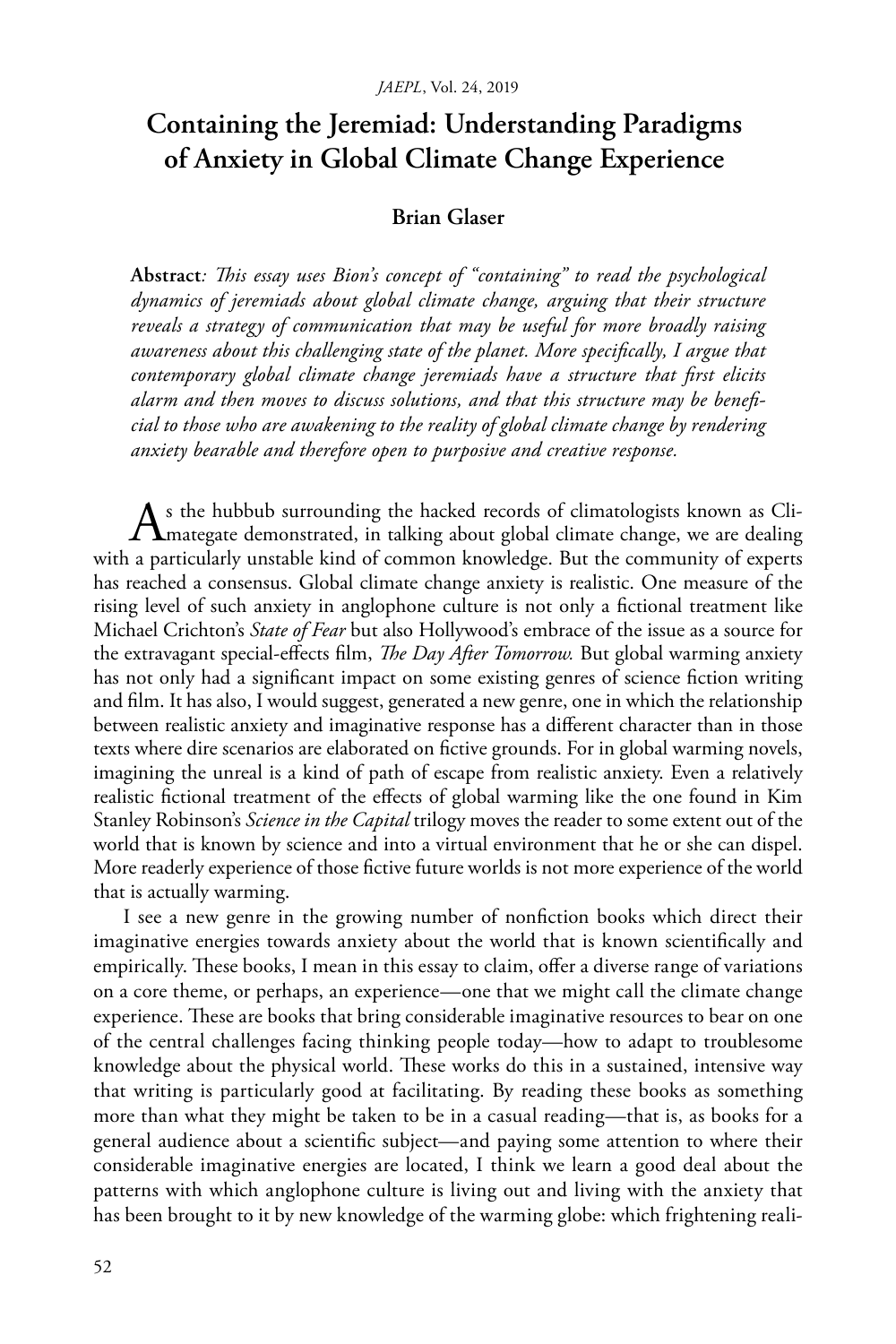# Containing the Jeremiad: Understanding Paradigms of Anxiety in Global Climate Change Experience

**Brian Glaser**

**Abstract**: *This essay uses Bion's concept of "containing" to read the psychological dynamics of jeremiads about global climate change, arguing that their structure reveals a strategy of communication that may be useful for more broadly raising awareness about this challenging state of the planet. More specifically, I argue that contemporary global climate change jeremiads have a structure that first elicits alarm and then moves to discuss solutions, and that this structure may be beneficial to those who are awakening to the reality of global climate change by rendering anxiety bearable and therefore open to purposive and creative response.*

As the hubbub surrounding the hacked records of climatologists known as Climategate demonstrated, in talking about global climate change, we are dealing with a particularly unstable kind of common knowledge. But the community of experts has reached a consensus. Global climate change anxiety is realistic. One measure of the rising level of such anxiety in anglophone culture is not only a fictional treatment like Michael Crichton's *State of Fear* but also Hollywood's embrace of the issue as a source for the extravagant special-effects film, *The Day After Tomorrow.* But global warming anxiety has not only had a significant impact on some existing genres of science fiction writing and film. It has also, I would suggest, generated a new genre, one in which the relationship between realistic anxiety and imaginative response has a different character than in those texts where dire scenarios are elaborated on fictive grounds. For in global warming novels, imagining the unreal is a kind of path of escape from realistic anxiety. Even a relatively realistic fictional treatment of the effects of global warming like the one found in Kim Stanley Robinson's *Science in the Capital* trilogy moves the reader to some extent out of the world that is known by science and into a virtual environment that he or she can dispel. More readerly experience of those fictive future worlds is not more experience of the world that is actually warming.

I see a new genre in the growing number of nonfiction books which direct their imaginative energies towards anxiety about the world that is known scientifically and empirically. These books, I mean in this essay to claim, offer a diverse range of variations on a core theme, or perhaps, an experience—one that we might call the climate change experience. These are books that bring considerable imaginative resources to bear on one of the central challenges facing thinking people today—how to adapt to troublesome knowledge about the physical world. These works do this in a sustained, intensive way that writing is particularly good at facilitating. By reading these books as something more than what they might be taken to be in a casual reading—that is, as books for a general audience about a scientific subject—and paying some attention to where their considerable imaginative energies are located, I think we learn a good deal about the patterns with which anglophone culture is living out and living with the anxiety that has been brought to it by new knowledge of the warming globe: which frightening reali-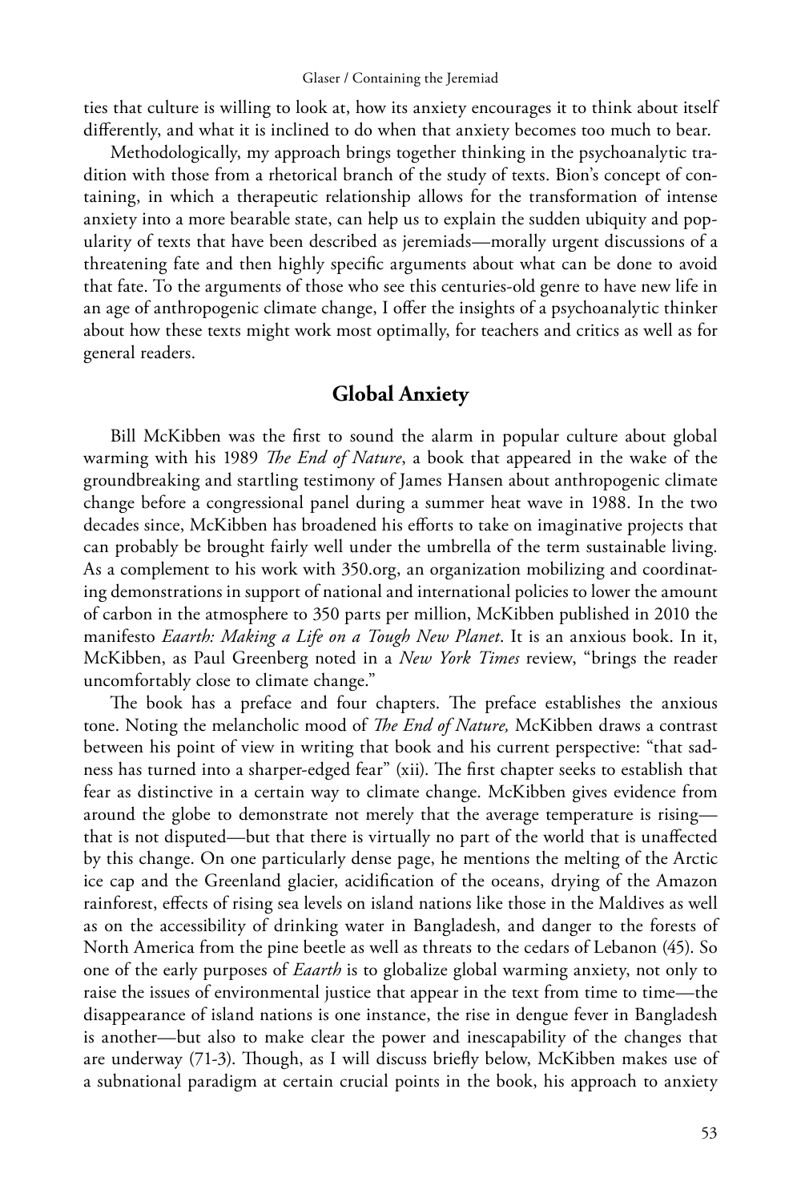ties that culture is willing to look at, how its anxiety encourages it to think about itself differently, and what it is inclined to do when that anxiety becomes too much to bear.

Methodologically, my approach brings together thinking in the psychoanalytic tradition with those from a rhetorical branch of the study of texts. Bion's concept of containing, in which a therapeutic relationship allows for the transformation of intense anxiety into a more bearable state, can help us to explain the sudden ubiquity and popularity of texts that have been described as jeremiads—morally urgent discussions of a threatening fate and then highly specific arguments about what can be done to avoid that fate. To the arguments of those who see this centuries-old genre to have new life in an age of anthropogenic climate change, I offer the insights of a psychoanalytic thinker about how these texts might work most optimally, for teachers and critics as well as for general readers.

## Global Anxiety

Bill McKibben was the first to sound the alarm in popular culture about global warming with his 1989 *The End of Nature*, a book that appeared in the wake of the groundbreaking and startling testimony of James Hansen about anthropogenic climate change before a congressional panel during a summer heat wave in 1988. In the two decades since, McKibben has broadened his efforts to take on imaginative projects that can probably be brought fairly well under the umbrella of the term sustainable living. As a complement to his work with 350.org, an organization mobilizing and coordinating demonstrations in support of national and international policies to lower the amount of carbon in the atmosphere to 350 parts per million, McKibben published in 2010 the manifesto *Eaarth: Making a Life on a Tough New Planet*. It is an anxious book. In it, McKibben, as Paul Greenberg noted in a *New York Times* review, "brings the reader uncomfortably close to climate change."

The book has a preface and four chapters. The preface establishes the anxious tone. Noting the melancholic mood of *The End of Nature,* McKibben draws a contrast between his point of view in writing that book and his current perspective: "that sadness has turned into a sharper-edged fear" (xii). The first chapter seeks to establish that fear as distinctive in a certain way to climate change. McKibben gives evidence from around the globe to demonstrate not merely that the average temperature is rising—that is not disputed—but that there is virtually no part of the world that is unaffected by this change. On one particularly dense page, he mentions the melting of the Arctic ice cap and the Greenland glacier, acidification of the oceans, drying of the Amazon rainforest, effects of rising sea levels on island nations like those in the Maldives as well as on the accessibility of drinking water in Bangladesh, and danger to the forests of North America from the pine beetle as well as threats to the cedars of Lebanon (45). So one of the early purposes of *Eaarth* is to globalize global warming anxiety, not only to raise the issues of environmental justice that appear in the text from time to time—the disappearance of island nations is one instance, the rise in dengue fever in Bangladesh is another—but also to make clear the power and inescapability of the changes that are underway (71-3). Though, as I will discuss briefly below, McKibben makes use of a subnational paradigm at certain crucial points in the book, his approach to anxiety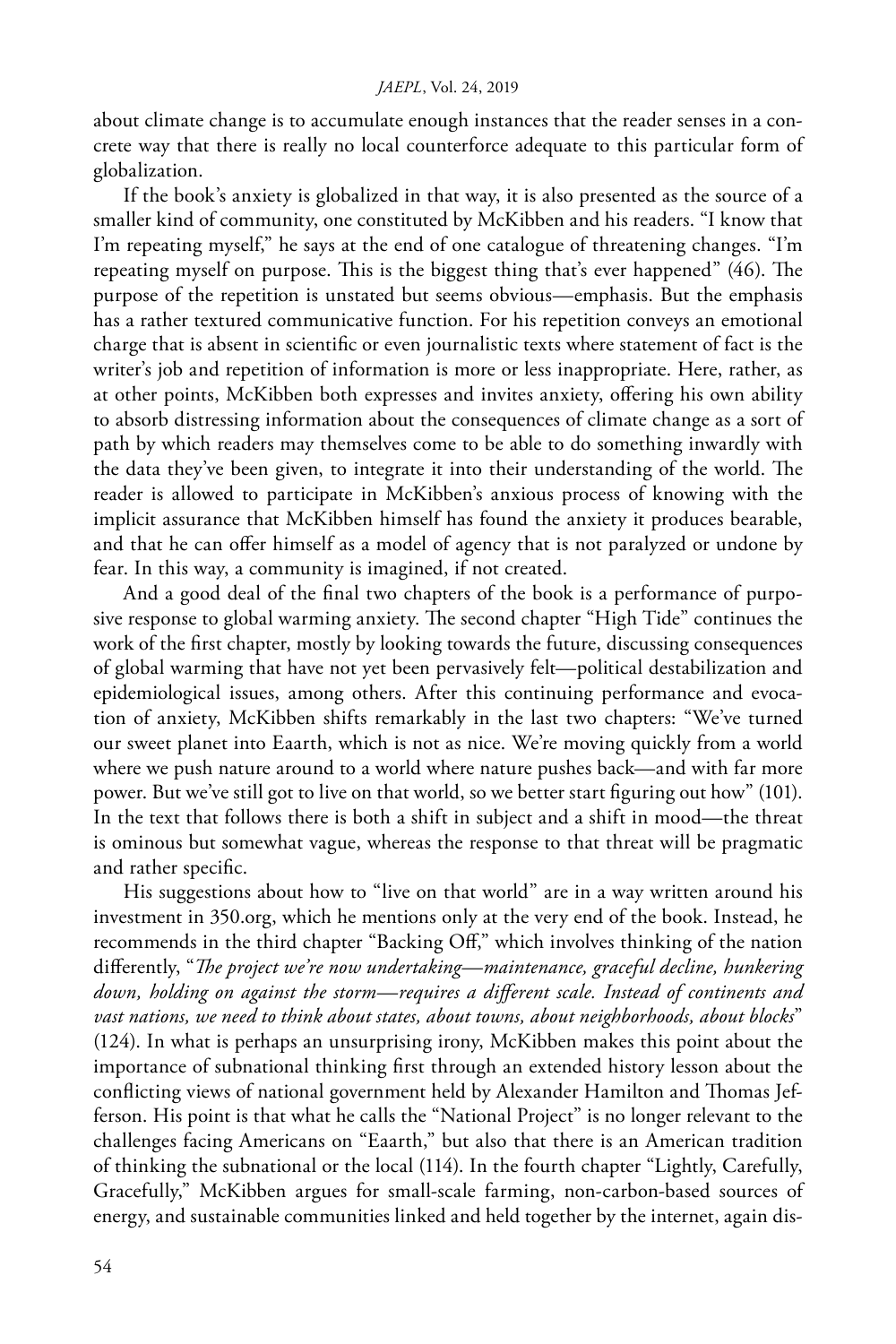about climate change is to accumulate enough instances that the reader senses in a concrete way that there is really no local counterforce adequate to this particular form of globalization.

If the book's anxiety is globalized in that way, it is also presented as the source of a smaller kind of community, one constituted by McKibben and his readers. "I know that I'm repeating myself," he says at the end of one catalogue of threatening changes. "I'm repeating myself on purpose. This is the biggest thing that's ever happened" (46). The purpose of the repetition is unstated but seems obvious—emphasis. But the emphasis has a rather textured communicative function. For his repetition conveys an emotional charge that is absent in scientific or even journalistic texts where statement of fact is the writer's job and repetition of information is more or less inappropriate. Here, rather, as at other points, McKibben both expresses and invites anxiety, offering his own ability to absorb distressing information about the consequences of climate change as a sort of path by which readers may themselves come to be able to do something inwardly with the data they've been given, to integrate it into their understanding of the world. The reader is allowed to participate in McKibben's anxious process of knowing with the implicit assurance that McKibben himself has found the anxiety it produces bearable, and that he can offer himself as a model of agency that is not paralyzed or undone by fear. In this way, a community is imagined, if not created.

And a good deal of the final two chapters of the book is a performance of purposive response to global warming anxiety. The second chapter "High Tide" continues the work of the first chapter, mostly by looking towards the future, discussing consequences of global warming that have not yet been pervasively felt—political destabilization and epidemiological issues, among others. After this continuing performance and evocation of anxiety, McKibben shifts remarkably in the last two chapters: "We've turned our sweet planet into Eaarth, which is not as nice. We're moving quickly from a world where we push nature around to a world where nature pushes back—and with far more power. But we've still got to live on that world, so we better start figuring out how" (101). In the text that follows there is both a shift in subject and a shift in mood—the threat is ominous but somewhat vague, whereas the response to that threat will be pragmatic and rather specific.

His suggestions about how to "live on that world" are in a way written around his investment in 350.org, which he mentions only at the very end of the book. Instead, he recommends in the third chapter "Backing Off," which involves thinking of the nation differently, "*The project we're now undertaking—maintenance, graceful decline, hunkering down, holding on against the storm—requires a different scale. Instead of continents and vast nations, we need to think about states, about towns, about neighborhoods, about blocks*" (124). In what is perhaps an unsurprising irony, McKibben makes this point about the importance of subnational thinking first through an extended history lesson about the conflicting views of national government held by Alexander Hamilton and Thomas Jefferson. His point is that what he calls the "National Project" is no longer relevant to the challenges facing Americans on "Eaarth," but also that there is an American tradition of thinking the subnational or the local (114). In the fourth chapter "Lightly, Carefully, Gracefully," McKibben argues for small-scale farming, non-carbon-based sources of energy, and sustainable communities linked and held together by the internet, again dis-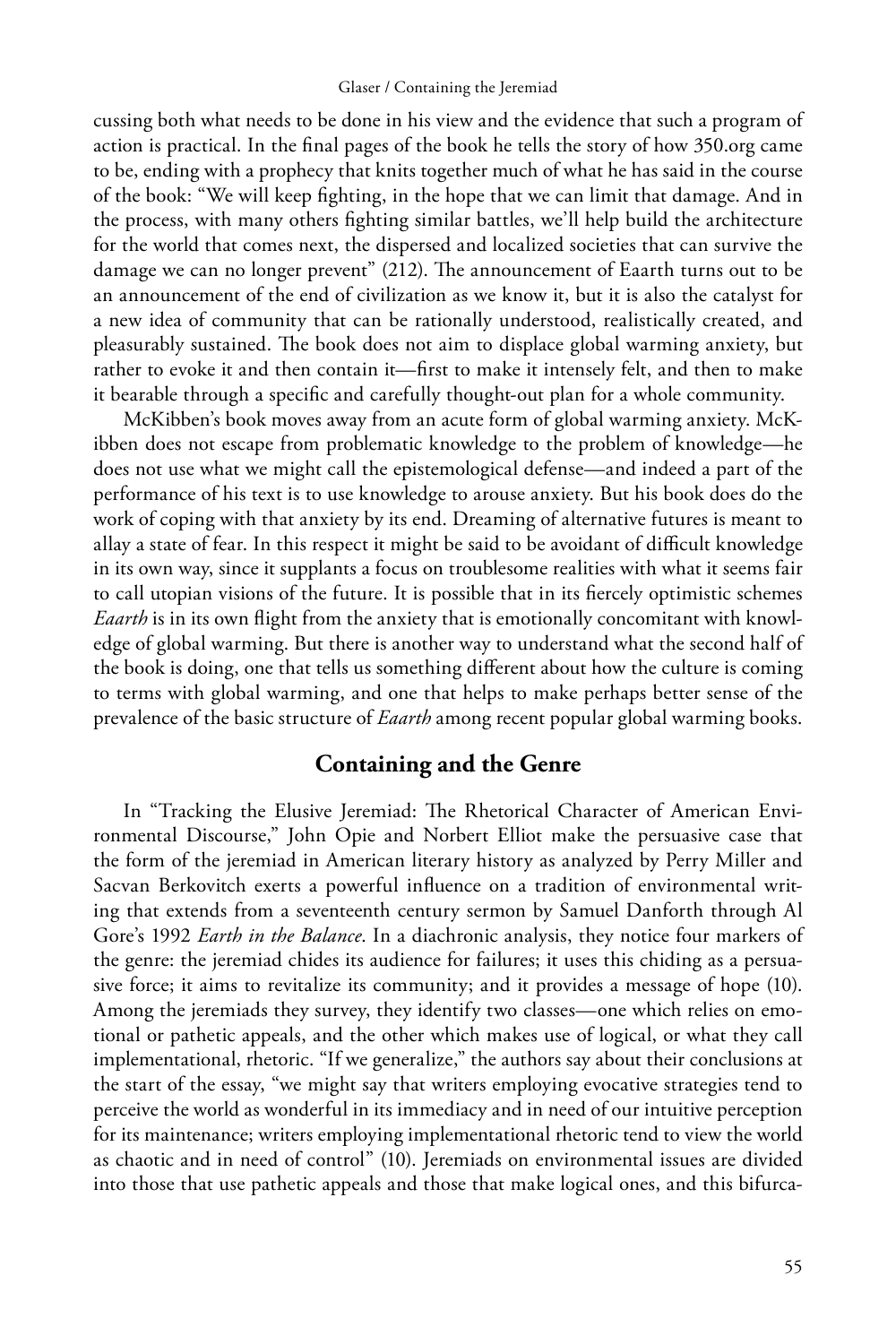cussing both what needs to be done in his view and the evidence that such a program of action is practical. In the final pages of the book he tells the story of how 350.org came to be, ending with a prophecy that knits together much of what he has said in the course of the book: "We will keep fighting, in the hope that we can limit that damage. And in the process, with many others fighting similar battles, we'll help build the architecture for the world that comes next, the dispersed and localized societies that can survive the damage we can no longer prevent" (212). The announcement of Eaarth turns out to be an announcement of the end of civilization as we know it, but it is also the catalyst for a new idea of community that can be rationally understood, realistically created, and pleasurably sustained. The book does not aim to displace global warming anxiety, but rather to evoke it and then contain it—first to make it intensely felt, and then to make it bearable through a specific and carefully thought-out plan for a whole community.

McKibben's book moves away from an acute form of global warming anxiety. McKibben does not escape from problematic knowledge to the problem of knowledge—he does not use what we might call the epistemological defense—and indeed a part of the performance of his text is to use knowledge to arouse anxiety. But his book does do the work of coping with that anxiety by its end. Dreaming of alternative futures is meant to allay a state of fear. In this respect it might be said to be avoidant of difficult knowledge in its own way, since it supplants a focus on troublesome realities with what it seems fair to call utopian visions of the future. It is possible that in its fiercely optimistic schemes *Eaarth* is in its own flight from the anxiety that is emotionally concomitant with knowledge of global warming. But there is another way to understand what the second half of the book is doing, one that tells us something different about how the culture is coming to terms with global warming, and one that helps to make perhaps better sense of the prevalence of the basic structure of *Eaarth* among recent popular global warming books.

## Containing and the Genre

In "Tracking the Elusive Jeremiad: The Rhetorical Character of American Environmental Discourse," John Opie and Norbert Elliot make the persuasive case that the form of the jeremiad in American literary history as analyzed by Perry Miller and Sacvan Berkovitch exerts a powerful influence on a tradition of environmental writing that extends from a seventeenth century sermon by Samuel Danforth through Al Gore's 1992 *Earth in the Balance*. In a diachronic analysis, they notice four markers of the genre: the jeremiad chides its audience for failures; it uses this chiding as a persuasive force; it aims to revitalize its community; and it provides a message of hope (10). Among the jeremiads they survey, they identify two classes—one which relies on emotional or pathetic appeals, and the other which makes use of logical, or what they call implementational, rhetoric. "If we generalize," the authors say about their conclusions at the start of the essay, "we might say that writers employing evocative strategies tend to perceive the world as wonderful in its immediacy and in need of our intuitive perception for its maintenance; writers employing implementational rhetoric tend to view the world as chaotic and in need of control" (10). Jeremiads on environmental issues are divided into those that use pathetic appeals and those that make logical ones, and this bifurca-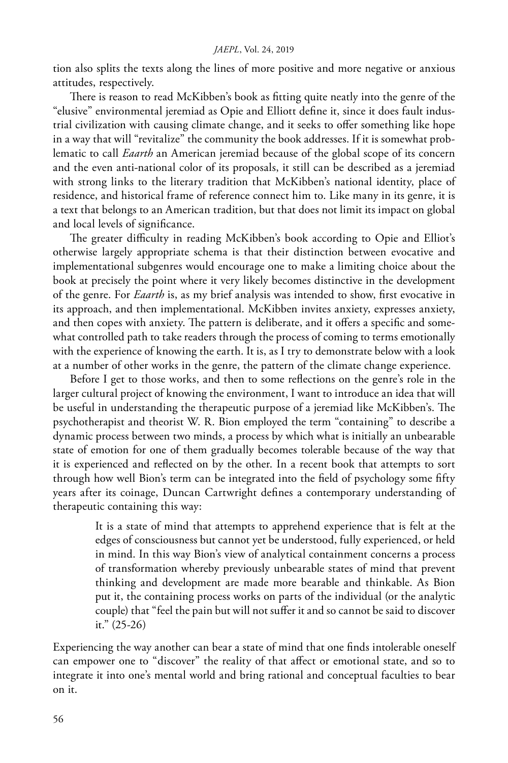tion also splits the texts along the lines of more positive and more negative or anxious attitudes, respectively.

There is reason to read McKibben's book as fitting quite neatly into the genre of the "elusive" environmental jeremiad as Opie and Elliott define it, since it does fault industrial civilization with causing climate change, and it seeks to offer something like hope in a way that will "revitalize" the community the book addresses. If it is somewhat problematic to call *Eaarth* an American jeremiad because of the global scope of its concern and the even anti-national color of its proposals, it still can be described as a jeremiad with strong links to the literary tradition that McKibben's national identity, place of residence, and historical frame of reference connect him to. Like many in its genre, it is a text that belongs to an American tradition, but that does not limit its impact on global and local levels of significance.

The greater difficulty in reading McKibben's book according to Opie and Elliot's otherwise largely appropriate schema is that their distinction between evocative and implementational subgenres would encourage one to make a limiting choice about the book at precisely the point where it very likely becomes distinctive in the development of the genre. For *Eaarth* is, as my brief analysis was intended to show, first evocative in its approach, and then implementational. McKibben invites anxiety, expresses anxiety, and then copes with anxiety. The pattern is deliberate, and it offers a specific and somewhat controlled path to take readers through the process of coming to terms emotionally with the experience of knowing the earth. It is, as I try to demonstrate below with a look at a number of other works in the genre, the pattern of the climate change experience.

Before I get to those works, and then to some reflections on the genre's role in the larger cultural project of knowing the environment, I want to introduce an idea that will be useful in understanding the therapeutic purpose of a jeremiad like McKibben's. The psychotherapist and theorist W. R. Bion employed the term "containing" to describe a dynamic process between two minds, a process by which what is initially an unbearable state of emotion for one of them gradually becomes tolerable because of the way that it is experienced and reflected on by the other. In a recent book that attempts to sort through how well Bion's term can be integrated into the field of psychology some fifty years after its coinage, Duncan Cartwright defines a contemporary understanding of therapeutic containing this way:

> It is a state of mind that attempts to apprehend experience that is felt at the edges of consciousness but cannot yet be understood, fully experienced, or held in mind. In this way Bion's view of analytical containment concerns a process of transformation whereby previously unbearable states of mind that prevent thinking and development are made more bearable and thinkable. As Bion put it, the containing process works on parts of the individual (or the analytic couple) that "feel the pain but will not suffer it and so cannot be said to discover it." (25-26)

Experiencing the way another can bear a state of mind that one finds intolerable oneself can empower one to "discover" the reality of that affect or emotional state, and so to integrate it into one's mental world and bring rational and conceptual faculties to bear on it.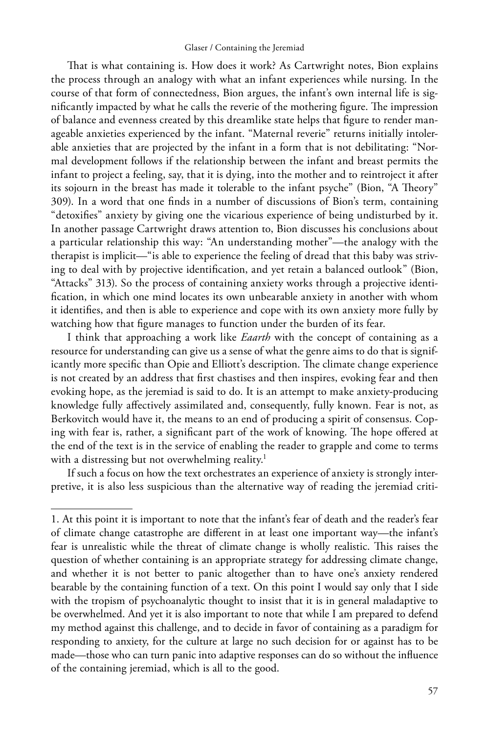That is what containing is. How does it work? As Cartwright notes, Bion explains the process through an analogy with what an infant experiences while nursing. In the course of that form of connectedness, Bion argues, the infant's own internal life is significantly impacted by what he calls the reverie of the mothering figure. The impression of balance and evenness created by this dreamlike state helps that figure to render manageable anxieties experienced by the infant. "Maternal reverie" returns initially intolerable anxieties that are projected by the infant in a form that is not debilitating: "Normal development follows if the relationship between the infant and breast permits the infant to project a feeling, say, that it is dying, into the mother and to reintroject it after its sojourn in the breast has made it tolerable to the infant psyche" (Bion, "A Theory" 309). In a word that one finds in a number of discussions of Bion's term, containing "detoxifies" anxiety by giving one the vicarious experience of being undisturbed by it. In another passage Cartwright draws attention to, Bion discusses his conclusions about a particular relationship this way: "An understanding mother"—the analogy with the therapist is implicit—"is able to experience the feeling of dread that this baby was striving to deal with by projective identification, and yet retain a balanced outlook" (Bion, "Attacks" 313). So the process of containing anxiety works through a projective identification, in which one mind locates its own unbearable anxiety in another with whom it identifies, and then is able to experience and cope with its own anxiety more fully by watching how that figure manages to function under the burden of its fear.

I think that approaching a work like *Eaarth* with the concept of containing as a resource for understanding can give us a sense of what the genre aims to do that is significantly more specific than Opie and Elliott's description. The climate change experience is not created by an address that first chastises and then inspires, evoking fear and then evoking hope, as the jeremiad is said to do. It is an attempt to make anxiety-producing knowledge fully affectively assimilated and, consequently, fully known. Fear is not, as Berkovitch would have it, the means to an end of producing a spirit of consensus. Coping with fear is, rather, a significant part of the work of knowing. The hope offered at the end of the text is in the service of enabling the reader to grapple and come to terms with a distressing but not overwhelming reality.[1]

If such a focus on how the text orchestrates an experience of anxiety is strongly interpretive, it is also less suspicious than the alternative way of reading the jeremiad criti-

---

1. At this point it is important to note that the infant's fear of death and the reader's fear of climate change catastrophe are different in at least one important way—the infant's fear is unrealistic while the threat of climate change is wholly realistic. This raises the question of whether containing is an appropriate strategy for addressing climate change, and whether it is not better to panic altogether than to have one's anxiety rendered bearable by the containing function of a text. On this point I would say only that I side with the tropism of psychoanalytic thought to insist that it is in general maladaptive to be overwhelmed. And yet it is also important to note that while I am prepared to defend my method against this challenge, and to decide in favor of containing as a paradigm for responding to anxiety, for the culture at large no such decision for or against has to be made—those who can turn panic into adaptive responses can do so without the influence of the containing jeremiad, which is all to the good.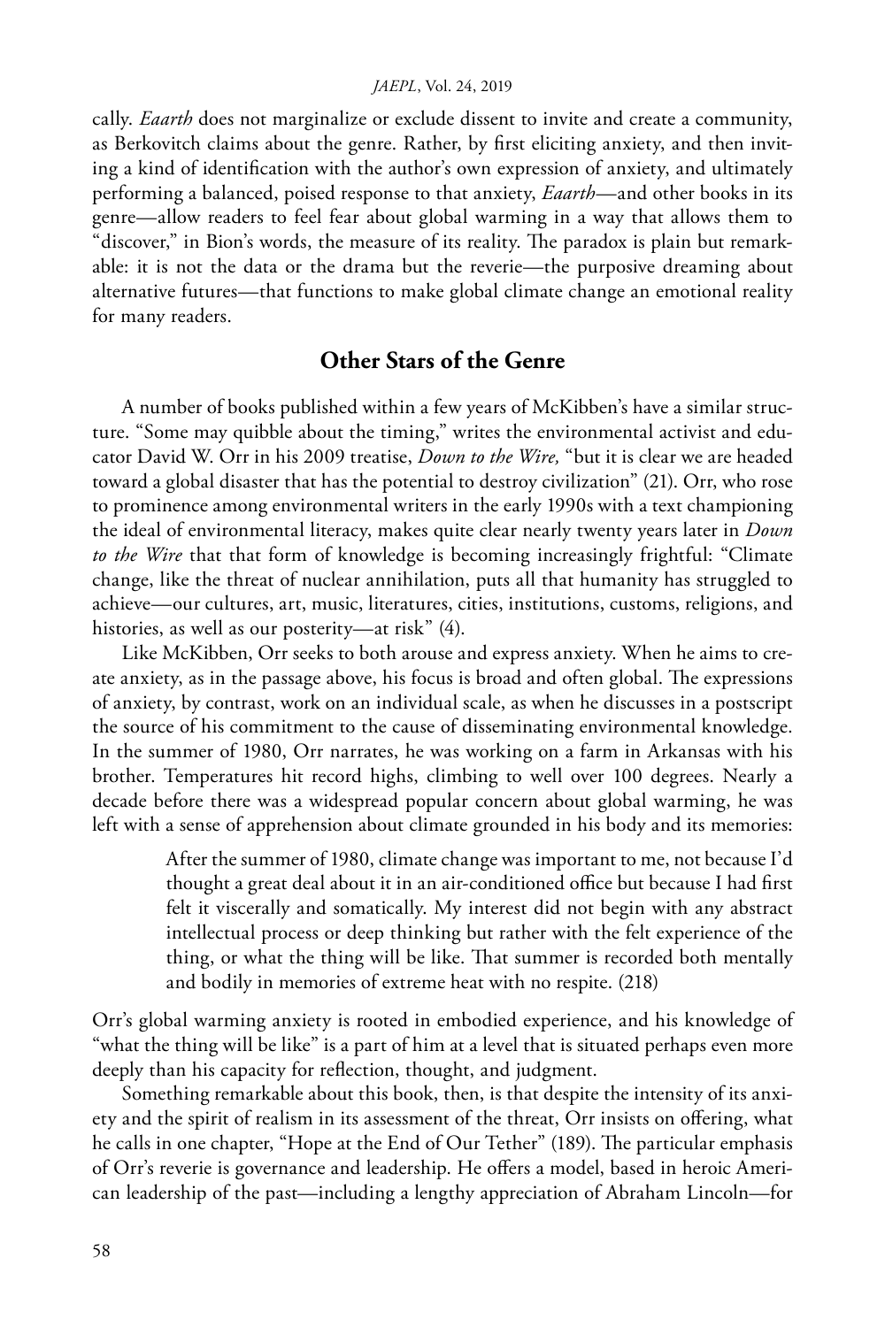cally. *Eaarth* does not marginalize or exclude dissent to invite and create a community, as Berkovitch claims about the genre. Rather, by first eliciting anxiety, and then inviting a kind of identification with the author's own expression of anxiety, and ultimately performing a balanced, poised response to that anxiety, *Eaarth*—and other books in its genre—allow readers to feel fear about global warming in a way that allows them to "discover," in Bion's words, the measure of its reality. The paradox is plain but remarkable: it is not the data or the drama but the reverie—the purposive dreaming about alternative futures—that functions to make global climate change an emotional reality for many readers.

## Other Stars of the Genre

A number of books published within a few years of McKibben's have a similar structure. "Some may quibble about the timing," writes the environmental activist and educator David W. Orr in his 2009 treatise, *Down to the Wire,* "but it is clear we are headed toward a global disaster that has the potential to destroy civilization" (21). Orr, who rose to prominence among environmental writers in the early 1990s with a text championing the ideal of environmental literacy, makes quite clear nearly twenty years later in *Down to the Wire* that that form of knowledge is becoming increasingly frightful: "Climate change, like the threat of nuclear annihilation, puts all that humanity has struggled to achieve—our cultures, art, music, literatures, cities, institutions, customs, religions, and histories, as well as our posterity—at risk" (4).

Like McKibben, Orr seeks to both arouse and express anxiety. When he aims to create anxiety, as in the passage above, his focus is broad and often global. The expressions of anxiety, by contrast, work on an individual scale, as when he discusses in a postscript the source of his commitment to the cause of disseminating environmental knowledge. In the summer of 1980, Orr narrates, he was working on a farm in Arkansas with his brother. Temperatures hit record highs, climbing to well over 100 degrees. Nearly a decade before there was a widespread popular concern about global warming, he was left with a sense of apprehension about climate grounded in his body and its memories:

> After the summer of 1980, climate change was important to me, not because I'd thought a great deal about it in an air-conditioned office but because I had first felt it viscerally and somatically. My interest did not begin with any abstract intellectual process or deep thinking but rather with the felt experience of the thing, or what the thing will be like. That summer is recorded both mentally and bodily in memories of extreme heat with no respite. (218)

Orr's global warming anxiety is rooted in embodied experience, and his knowledge of "what the thing will be like" is a part of him at a level that is situated perhaps even more deeply than his capacity for reflection, thought, and judgment.

Something remarkable about this book, then, is that despite the intensity of its anxiety and the spirit of realism in its assessment of the threat, Orr insists on offering, what he calls in one chapter, "Hope at the End of Our Tether" (189). The particular emphasis of Orr's reverie is governance and leadership. He offers a model, based in heroic American leadership of the past—including a lengthy appreciation of Abraham Lincoln—for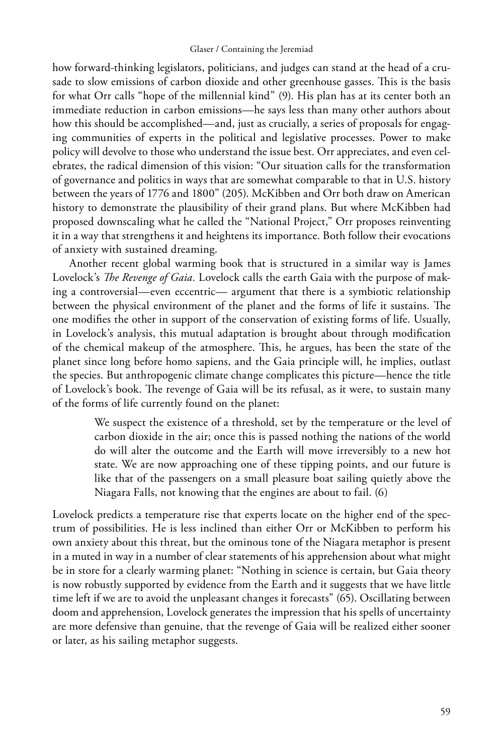how forward-thinking legislators, politicians, and judges can stand at the head of a crusade to slow emissions of carbon dioxide and other greenhouse gasses. This is the basis for what Orr calls "hope of the millennial kind" (9). His plan has at its center both an immediate reduction in carbon emissions—he says less than many other authors about how this should be accomplished—and, just as crucially, a series of proposals for engaging communities of experts in the political and legislative processes. Power to make policy will devolve to those who understand the issue best. Orr appreciates, and even celebrates, the radical dimension of this vision: "Our situation calls for the transformation of governance and politics in ways that are somewhat comparable to that in U.S. history between the years of 1776 and 1800" (205). McKibben and Orr both draw on American history to demonstrate the plausibility of their grand plans. But where McKibben had proposed downscaling what he called the "National Project," Orr proposes reinventing it in a way that strengthens it and heightens its importance. Both follow their evocations of anxiety with sustained dreaming.

Another recent global warming book that is structured in a similar way is James Lovelock's *The Revenge of Gaia.* Lovelock calls the earth Gaia with the purpose of making a controversial—even eccentric— argument that there is a symbiotic relationship between the physical environment of the planet and the forms of life it sustains. The one modifies the other in support of the conservation of existing forms of life. Usually, in Lovelock's analysis, this mutual adaptation is brought about through modification of the chemical makeup of the atmosphere. This, he argues, has been the state of the planet since long before homo sapiens, and the Gaia principle will, he implies, outlast the species. But anthropogenic climate change complicates this picture—hence the title of Lovelock's book. The revenge of Gaia will be its refusal, as it were, to sustain many of the forms of life currently found on the planet:

> We suspect the existence of a threshold, set by the temperature or the level of carbon dioxide in the air; once this is passed nothing the nations of the world do will alter the outcome and the Earth will move irreversibly to a new hot state. We are now approaching one of these tipping points, and our future is like that of the passengers on a small pleasure boat sailing quietly above the Niagara Falls, not knowing that the engines are about to fail. (6)

Lovelock predicts a temperature rise that experts locate on the higher end of the spectrum of possibilities. He is less inclined than either Orr or McKibben to perform his own anxiety about this threat, but the ominous tone of the Niagara metaphor is present in a muted in way in a number of clear statements of his apprehension about what might be in store for a clearly warming planet: "Nothing in science is certain, but Gaia theory is now robustly supported by evidence from the Earth and it suggests that we have little time left if we are to avoid the unpleasant changes it forecasts" (65). Oscillating between doom and apprehension, Lovelock generates the impression that his spells of uncertainty are more defensive than genuine, that the revenge of Gaia will be realized either sooner or later, as his sailing metaphor suggests.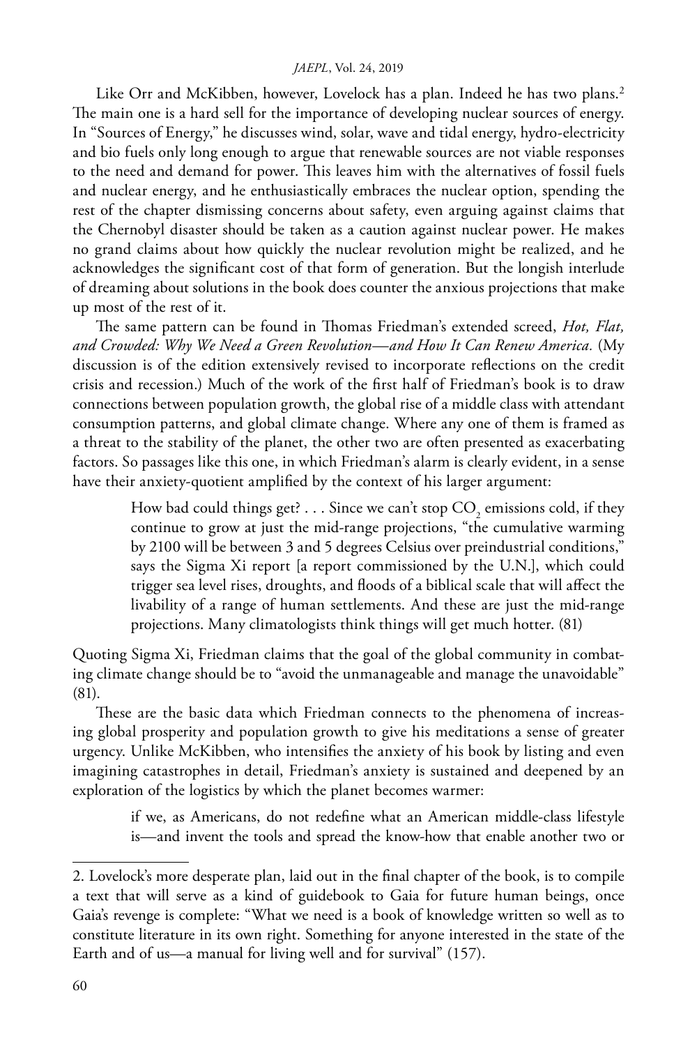Like Orr and McKibben, however, Lovelock has a plan. Indeed he has two plans.[2] The main one is a hard sell for the importance of developing nuclear sources of energy. In "Sources of Energy," he discusses wind, solar, wave and tidal energy, hydro-electricity and bio fuels only long enough to argue that renewable sources are not viable responses to the need and demand for power. This leaves him with the alternatives of fossil fuels and nuclear energy, and he enthusiastically embraces the nuclear option, spending the rest of the chapter dismissing concerns about safety, even arguing against claims that the Chernobyl disaster should be taken as a caution against nuclear power. He makes no grand claims about how quickly the nuclear revolution might be realized, and he acknowledges the significant cost of that form of generation. But the longish interlude of dreaming about solutions in the book does counter the anxious projections that make up most of the rest of it.

The same pattern can be found in Thomas Friedman's extended screed, *Hot, Flat, and Crowded: Why We Need a Green Revolution—and How It Can Renew America.* (My discussion is of the edition extensively revised to incorporate reflections on the credit crisis and recession.) Much of the work of the first half of Friedman's book is to draw connections between population growth, the global rise of a middle class with attendant consumption patterns, and global climate change. Where any one of them is framed as a threat to the stability of the planet, the other two are often presented as exacerbating factors. So passages like this one, in which Friedman's alarm is clearly evident, in a sense have their anxiety-quotient amplified by the context of his larger argument:

> How bad could things get? . . . Since we can't stop $CO_2$ emissions cold, if they continue to grow at just the mid-range projections, "the cumulative warming by 2100 will be between 3 and 5 degrees Celsius over preindustrial conditions," says the Sigma Xi report [a report commissioned by the U.N.], which could trigger sea level rises, droughts, and floods of a biblical scale that will affect the livability of a range of human settlements. And these are just the mid-range projections. Many climatologists think things will get much hotter. (81)

Quoting Sigma Xi, Friedman claims that the goal of the global community in combating climate change should be to "avoid the unmanageable and manage the unavoidable" (81).

These are the basic data which Friedman connects to the phenomena of increasing global prosperity and population growth to give his meditations a sense of greater urgency. Unlike McKibben, who intensifies the anxiety of his book by listing and even imagining catastrophes in detail, Friedman's anxiety is sustained and deepened by an exploration of the logistics by which the planet becomes warmer:

> if we, as Americans, do not redefine what an American middle-class lifestyle is—and invent the tools and spread the know-how that enable another two or

---

2. Lovelock's more desperate plan, laid out in the final chapter of the book, is to compile a text that will serve as a kind of guidebook to Gaia for future human beings, once Gaia's revenge is complete: "What we need is a book of knowledge written so well as to constitute literature in its own right. Something for anyone interested in the state of the Earth and of us—a manual for living well and for survival" (157).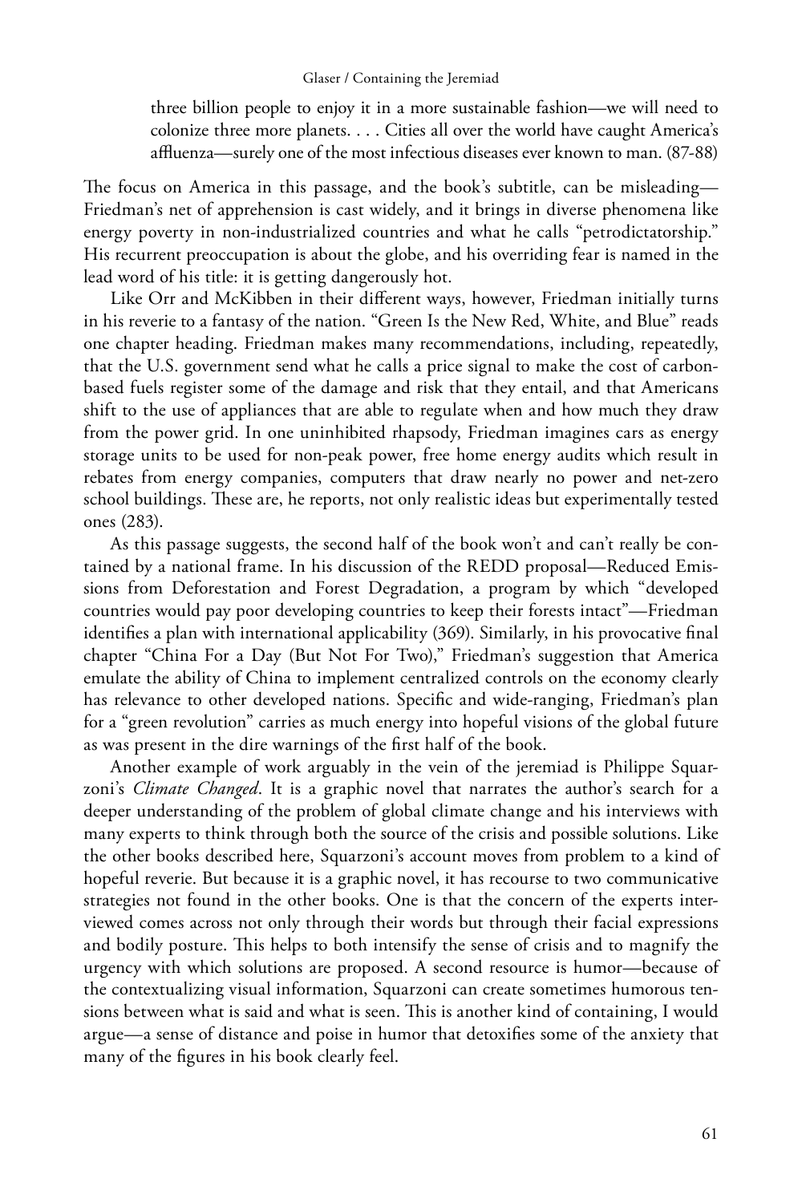> three billion people to enjoy it in a more sustainable fashion—we will need to colonize three more planets. . . . Cities all over the world have caught America's affluenza—surely one of the most infectious diseases ever known to man. (87-88)

The focus on America in this passage, and the book's subtitle, can be misleading—Friedman's net of apprehension is cast widely, and it brings in diverse phenomena like energy poverty in non-industrialized countries and what he calls "petrodictatorship." His recurrent preoccupation is about the globe, and his overriding fear is named in the lead word of his title: it is getting dangerously hot.

Like Orr and McKibben in their different ways, however, Friedman initially turns in his reverie to a fantasy of the nation. "Green Is the New Red, White, and Blue" reads one chapter heading. Friedman makes many recommendations, including, repeatedly, that the U.S. government send what he calls a price signal to make the cost of carbon-based fuels register some of the damage and risk that they entail, and that Americans shift to the use of appliances that are able to regulate when and how much they draw from the power grid. In one uninhibited rhapsody, Friedman imagines cars as energy storage units to be used for non-peak power, free home energy audits which result in rebates from energy companies, computers that draw nearly no power and net-zero school buildings. These are, he reports, not only realistic ideas but experimentally tested ones (283).

As this passage suggests, the second half of the book won't and can't really be contained by a national frame. In his discussion of the REDD proposal—Reduced Emissions from Deforestation and Forest Degradation, a program by which "developed countries would pay poor developing countries to keep their forests intact"—Friedman identifies a plan with international applicability (369). Similarly, in his provocative final chapter "China For a Day (But Not For Two)," Friedman's suggestion that America emulate the ability of China to implement centralized controls on the economy clearly has relevance to other developed nations. Specific and wide-ranging, Friedman's plan for a "green revolution" carries as much energy into hopeful visions of the global future as was present in the dire warnings of the first half of the book.

Another example of work arguably in the vein of the jeremiad is Philippe Squarzoni's *Climate Changed*. It is a graphic novel that narrates the author's search for a deeper understanding of the problem of global climate change and his interviews with many experts to think through both the source of the crisis and possible solutions. Like the other books described here, Squarzoni's account moves from problem to a kind of hopeful reverie. But because it is a graphic novel, it has recourse to two communicative strategies not found in the other books. One is that the concern of the experts interviewed comes across not only through their words but through their facial expressions and bodily posture. This helps to both intensify the sense of crisis and to magnify the urgency with which solutions are proposed. A second resource is humor—because of the contextualizing visual information, Squarzoni can create sometimes humorous tensions between what is said and what is seen. This is another kind of containing, I would argue—a sense of distance and poise in humor that detoxifies some of the anxiety that many of the figures in his book clearly feel.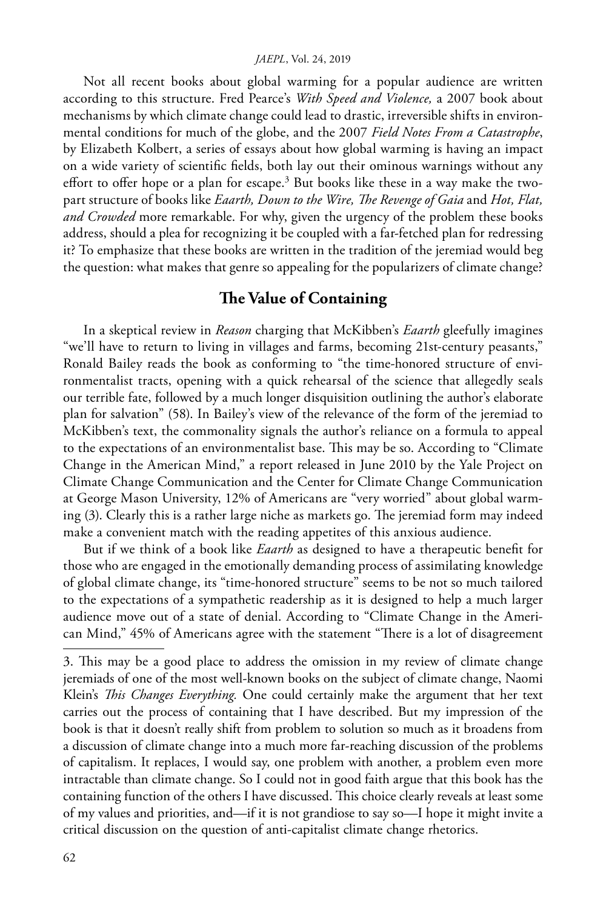Not all recent books about global warming for a popular audience are written according to this structure. Fred Pearce's *With Speed and Violence,* a 2007 book about mechanisms by which climate change could lead to drastic, irreversible shifts in environmental conditions for much of the globe, and the 2007 *Field Notes From a Catastrophe*, by Elizabeth Kolbert, a series of essays about how global warming is having an impact on a wide variety of scientific fields, both lay out their ominous warnings without any effort to offer hope or a plan for escape.[3] But books like these in a way make the two-part structure of books like *Eaarth, Down to the Wire, The Revenge of Gaia* and *Hot, Flat, and Crowded* more remarkable. For why, given the urgency of the problem these books address, should a plea for recognizing it be coupled with a far-fetched plan for redressing it? To emphasize that these books are written in the tradition of the jeremiad would beg the question: what makes that genre so appealing for the popularizers of climate change?

## The Value of Containing

In a skeptical review in *Reason* charging that McKibben's *Eaarth* gleefully imagines "we'll have to return to living in villages and farms, becoming 21st-century peasants," Ronald Bailey reads the book as conforming to "the time-honored structure of environmentalist tracts, opening with a quick rehearsal of the science that allegedly seals our terrible fate, followed by a much longer disquisition outlining the author's elaborate plan for salvation" (58). In Bailey's view of the relevance of the form of the jeremiad to McKibben's text, the commonality signals the author's reliance on a formula to appeal to the expectations of an environmentalist base. This may be so. According to "Climate Change in the American Mind," a report released in June 2010 by the Yale Project on Climate Change Communication and the Center for Climate Change Communication at George Mason University, 12% of Americans are "very worried" about global warming (3). Clearly this is a rather large niche as markets go. The jeremiad form may indeed make a convenient match with the reading appetites of this anxious audience.

But if we think of a book like *Eaarth* as designed to have a therapeutic benefit for those who are engaged in the emotionally demanding process of assimilating knowledge of global climate change, its "time-honored structure" seems to be not so much tailored to the expectations of a sympathetic readership as it is designed to help a much larger audience move out of a state of denial. According to "Climate Change in the American Mind," 45% of Americans agree with the statement "There is a lot of disagreement

---

3. This may be a good place to address the omission in my review of climate change jeremiads of one of the most well-known books on the subject of climate change, Naomi Klein's *This Changes Everything.* One could certainly make the argument that her text carries out the process of containing that I have described. But my impression of the book is that it doesn't really shift from problem to solution so much as it broadens from a discussion of climate change into a much more far-reaching discussion of the problems of capitalism. It replaces, I would say, one problem with another, a problem even more intractable than climate change. So I could not in good faith argue that this book has the containing function of the others I have discussed. This choice clearly reveals at least some of my values and priorities, and—if it is not grandiose to say so—I hope it might invite a critical discussion on the question of anti-capitalist climate change rhetorics.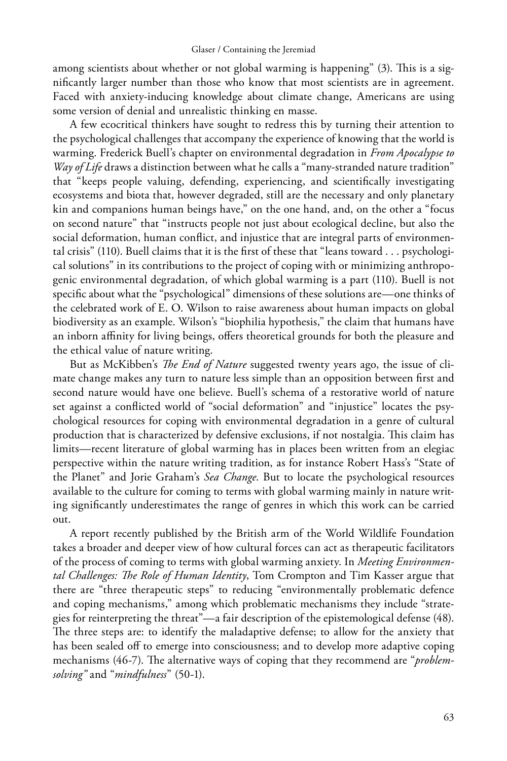among scientists about whether or not global warming is happening" (3). This is a significantly larger number than those who know that most scientists are in agreement. Faced with anxiety-inducing knowledge about climate change, Americans are using some version of denial and unrealistic thinking en masse.

A few ecocritical thinkers have sought to redress this by turning their attention to the psychological challenges that accompany the experience of knowing that the world is warming. Frederick Buell's chapter on environmental degradation in *From Apocalypse to Way of Life* draws a distinction between what he calls a "many-stranded nature tradition" that "keeps people valuing, defending, experiencing, and scientifically investigating ecosystems and biota that, however degraded, still are the necessary and only planetary kin and companions human beings have," on the one hand, and, on the other a "focus on second nature" that "instructs people not just about ecological decline, but also the social deformation, human conflict, and injustice that are integral parts of environmental crisis" (110). Buell claims that it is the first of these that "leans toward . . . psychological solutions" in its contributions to the project of coping with or minimizing anthropogenic environmental degradation, of which global warming is a part (110). Buell is not specific about what the "psychological" dimensions of these solutions are—one thinks of the celebrated work of E. O. Wilson to raise awareness about human impacts on global biodiversity as an example. Wilson's "biophilia hypothesis," the claim that humans have an inborn affinity for living beings, offers theoretical grounds for both the pleasure and the ethical value of nature writing.

But as McKibben's *The End of Nature* suggested twenty years ago, the issue of climate change makes any turn to nature less simple than an opposition between first and second nature would have one believe. Buell's schema of a restorative world of nature set against a conflicted world of "social deformation" and "injustice" locates the psychological resources for coping with environmental degradation in a genre of cultural production that is characterized by defensive exclusions, if not nostalgia. This claim has limits—recent literature of global warming has in places been written from an elegiac perspective within the nature writing tradition, as for instance Robert Hass's "State of the Planet" and Jorie Graham's *Sea Change*. But to locate the psychological resources available to the culture for coming to terms with global warming mainly in nature writing significantly underestimates the range of genres in which this work can be carried out.

A report recently published by the British arm of the World Wildlife Foundation takes a broader and deeper view of how cultural forces can act as therapeutic facilitators of the process of coming to terms with global warming anxiety. In *Meeting Environmental Challenges: The Role of Human Identity*, Tom Crompton and Tim Kasser argue that there are "three therapeutic steps" to reducing "environmentally problematic defence and coping mechanisms," among which problematic mechanisms they include "strategies for reinterpreting the threat"—a fair description of the epistemological defense (48). The three steps are: to identify the maladaptive defense; to allow for the anxiety that has been sealed off to emerge into consciousness; and to develop more adaptive coping mechanisms (46-7). The alternative ways of coping that they recommend are "*problem-solving"* and "*mindfulness*" (50-1).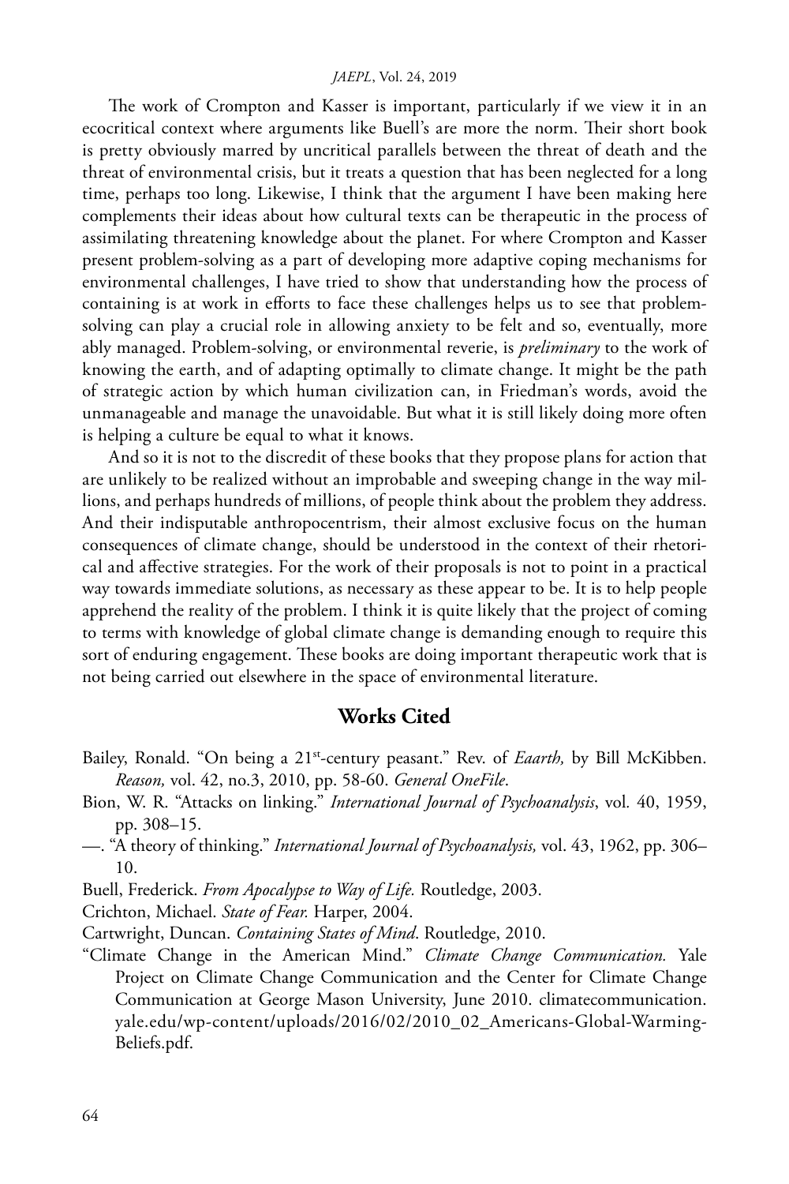The work of Crompton and Kasser is important, particularly if we view it in an ecocritical context where arguments like Buell's are more the norm. Their short book is pretty obviously marred by uncritical parallels between the threat of death and the threat of environmental crisis, but it treats a question that has been neglected for a long time, perhaps too long. Likewise, I think that the argument I have been making here complements their ideas about how cultural texts can be therapeutic in the process of assimilating threatening knowledge about the planet. For where Crompton and Kasser present problem-solving as a part of developing more adaptive coping mechanisms for environmental challenges, I have tried to show that understanding how the process of containing is at work in efforts to face these challenges helps us to see that problem-solving can play a crucial role in allowing anxiety to be felt and so, eventually, more ably managed. Problem-solving, or environmental reverie, is *preliminary* to the work of knowing the earth, and of adapting optimally to climate change. It might be the path of strategic action by which human civilization can, in Friedman's words, avoid the unmanageable and manage the unavoidable. But what it is still likely doing more often is helping a culture be equal to what it knows.

And so it is not to the discredit of these books that they propose plans for action that are unlikely to be realized without an improbable and sweeping change in the way millions, and perhaps hundreds of millions, of people think about the problem they address. And their indisputable anthropocentrism, their almost exclusive focus on the human consequences of climate change, should be understood in the context of their rhetorical and affective strategies. For the work of their proposals is not to point in a practical way towards immediate solutions, as necessary as these appear to be. It is to help people apprehend the reality of the problem. I think it is quite likely that the project of coming to terms with knowledge of global climate change is demanding enough to require this sort of enduring engagement. These books are doing important therapeutic work that is not being carried out elsewhere in the space of environmental literature.

## Works Cited

Bailey, Ronald. "On being a 21st-century peasant." Rev. of *Eaarth,* by Bill McKibben. *Reason,* vol. 42, no.3, 2010, pp. 58-60. *General OneFile*.

Bion, W. R. "Attacks on linking." *International Journal of Psychoanalysis*, vol. 40, 1959, pp. 308–15.

—. "A theory of thinking." *International Journal of Psychoanalysis,* vol. 43, 1962, pp. 306–10.

Buell, Frederick. *From Apocalypse to Way of Life.* Routledge, 2003.

Crichton, Michael. *State of Fear.* Harper, 2004.

Cartwright, Duncan. *Containing States of Mind*. Routledge, 2010.

"Climate Change in the American Mind." *Climate Change Communication.* Yale Project on Climate Change Communication and the Center for Climate Change Communication at George Mason University, June 2010. climatecommunication.yale.edu/wp-content/uploads/2016/02/2010_02_Americans-Global-Warming-Beliefs.pdf.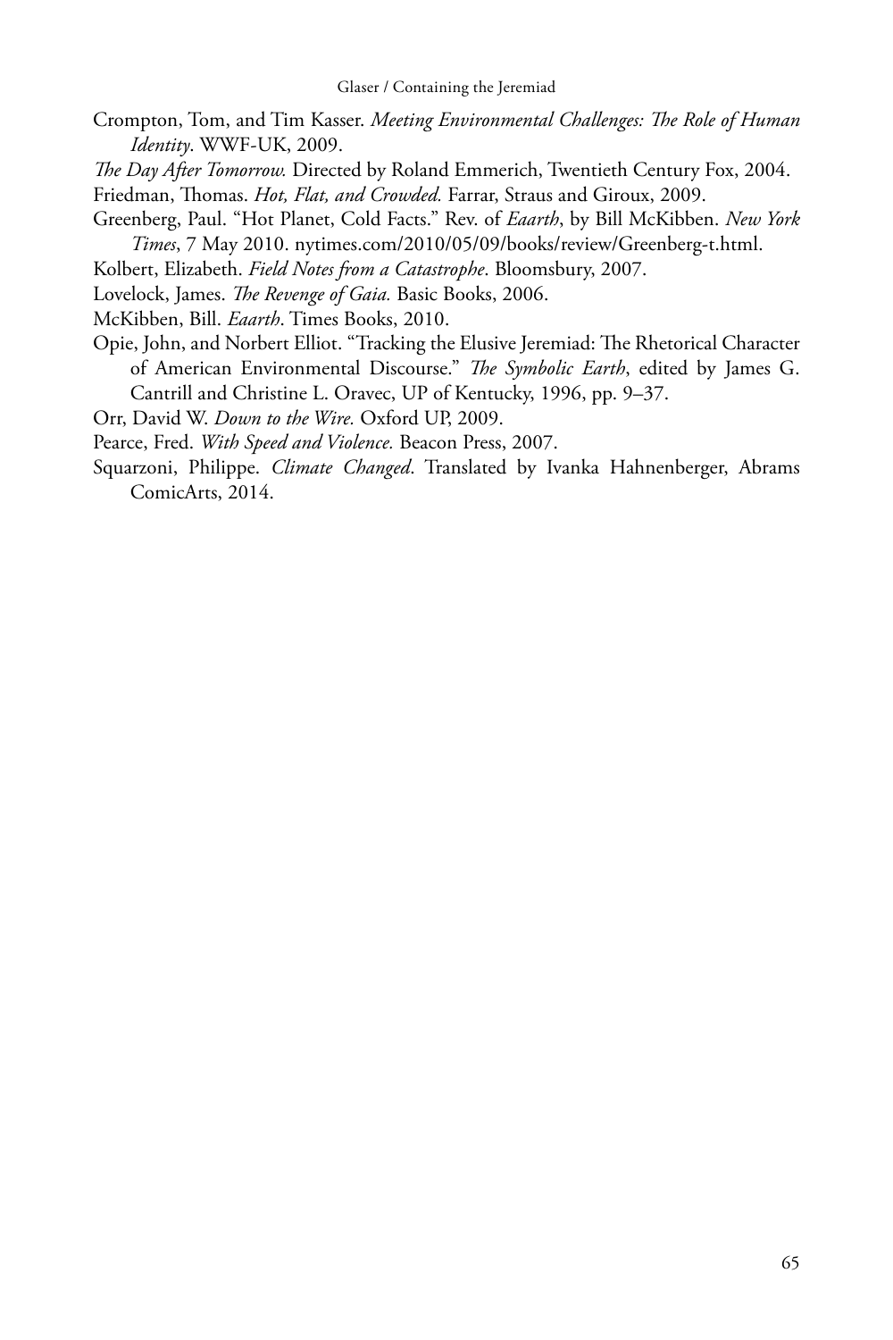Crompton, Tom, and Tim Kasser. *Meeting Environmental Challenges: The Role of Human Identity*. WWF-UK, 2009.

*The Day After Tomorrow.* Directed by Roland Emmerich, Twentieth Century Fox, 2004.

Friedman, Thomas. *Hot, Flat, and Crowded.* Farrar, Straus and Giroux, 2009.

Greenberg, Paul. "Hot Planet, Cold Facts." Rev. of *Eaarth*, by Bill McKibben. *New York Times*, 7 May 2010. nytimes.com/2010/05/09/books/review/Greenberg-t.html.

Kolbert, Elizabeth. *Field Notes from a Catastrophe*. Bloomsbury, 2007.

Lovelock, James. *The Revenge of Gaia.* Basic Books, 2006.

McKibben, Bill. *Eaarth*. Times Books, 2010.

Opie, John, and Norbert Elliot. "Tracking the Elusive Jeremiad: The Rhetorical Character of American Environmental Discourse." *The Symbolic Earth*, edited by James G. Cantrill and Christine L. Oravec, UP of Kentucky, 1996, pp. 9–37.

Orr, David W. *Down to the Wire.* Oxford UP, 2009.

Pearce, Fred. *With Speed and Violence.* Beacon Press, 2007.

Squarzoni, Philippe. *Climate Changed*. Translated by Ivanka Hahnenberger, Abrams ComicArts, 2014.